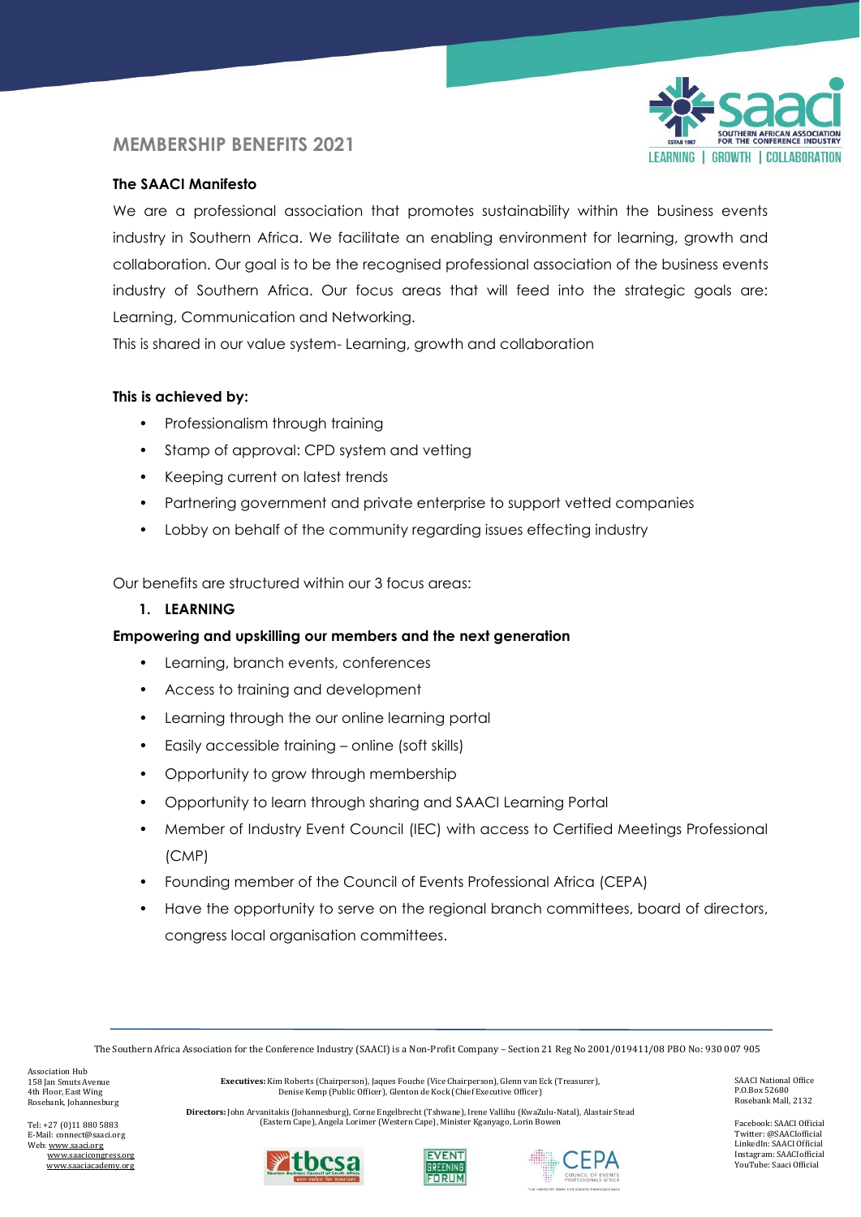# MEMBERSHIP BENEFITS 2021

**The SAACI Manifesto**

We are a professional association that promotes sustainability within the business events industry in Southern Africa. We facilitate an enabling environment for learning, growth and collaboration. Our goal is to be the recognised professional association of the business events industry of Southern Africa. Our focus areas that will feed into the strategic goals are: Learning, Communication and Networking.

This is shared in our value system- Learning, growth and collaboration

**This is achieved by:**

- Professionalism through training
- Stamp of approval: CPD system and vetting
- Keeping current on latest trends
- Partnering government and private enterprise to support vetted companies
- Lobby on behalf of the community regarding issues effecting industry

Our benefits are structured within our 3 focus areas:

1. **LEARNING**

**Empowering and upskilling our members and the next generation**

- Learning, branch events, conferences
- Access to training and development
- Learning through the our online learning portal
- Easily accessible training – online (soft skills)
- Opportunity to grow through membership
- Opportunity to learn through sharing and SAACI Learning Portal
- Member of Industry Event Council (IEC) with access to Certified Meetings Professional (CMP)
- Founding member of the Council of Events Professional Africa (CEPA)
- Have the opportunity to serve on the regional branch committees, board of directors, congress local organisation committees.

The Southern Africa Association for the Conference Industry (SAACI) is a Non-Profit Company – Section 21 Reg No 2001/019411/08 PBO No: 930 007 905

Association Hub
158 Jan Smuts Avenue
4th Floor, East Wing
Rosebank, Johannesburg

Tel: +27 (0)11 880 5883
E-Mail: connect@saaci.org
Web: www.saaci.org
www.saacicongress.org
www.saaciacademy.org

**Executives:** Kim Roberts (Chairperson), Jaques Fouche (Vice Chairperson), Glenn van Eck (Treasurer), Denise Kemp (Public Officer), Glenton de Kock (Chief Executive Officer)

**Directors:** John Arvanitakis (Johannesburg), Corne Engelbrecht (Tshwane), Irene Vallihu (KwaZulu-Natal), Alastair Stead (Eastern Cape), Angela Lorimer (Western Cape), Minister Kganyago, Lorin Bowen

SAACI National Office
P.O.Box 52680
Rosebank Mall, 2132

Facebook: SAACI Official
Twitter: @SAACIofficial
LinkedIn: SAACI Official
Instagram: SAACIofficial
YouTube: Saaci Official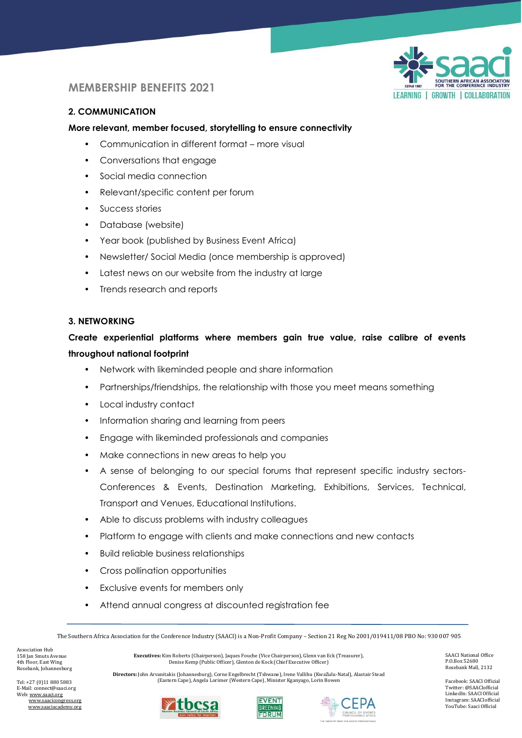## MEMBERSHIP BENEFITS 2021

### 2. COMMUNICATION

**More relevant, member focused, storytelling to ensure connectivity**

- Communication in different format – more visual
- Conversations that engage
- Social media connection
- Relevant/specific content per forum
- Success stories
- Database (website)
- Year book (published by Business Event Africa)
- Newsletter/ Social Media (once membership is approved)
- Latest news on our website from the industry at large
- Trends research and reports

### 3. NETWORKING

**Create experiential platforms where members gain true value, raise calibre of events throughout national footprint**

- Network with likeminded people and share information
- Partnerships/friendships, the relationship with those you meet means something
- Local industry contact
- Information sharing and learning from peers
- Engage with likeminded professionals and companies
- Make connections in new areas to help you
- A sense of belonging to our special forums that represent specific industry sectors- Conferences & Events, Destination Marketing, Exhibitions, Services, Technical, Transport and Venues, Educational Institutions.
- Able to discuss problems with industry colleagues
- Platform to engage with clients and make connections and new contacts
- Build reliable business relationships
- Cross pollination opportunities
- Exclusive events for members only
- Attend annual congress at discounted registration fee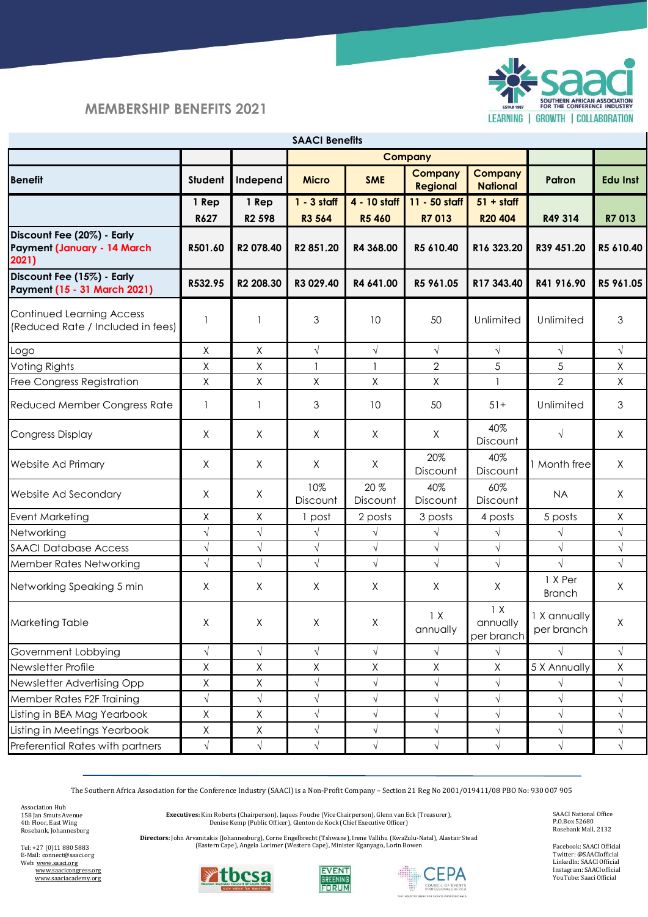# MEMBERSHIP BENEFITS 2021

SAACI — SOUTHERN AFRICAN ASSOCIATION FOR THE CONFERENCE INDUSTRY — ESTAB 1987

LEARNING | GROWTH | COLLABORATION

| SAACI Benefits | | | | | | | | |
|---|---|---|---|---|---|---|---|---|
| | | | Company | | | | | |
| Benefit | Student | Independ | Micro | SME | Company Regional | Company National | Patron | Edu Inst |
| | 1 Rep R627 | 1 Rep R2 598 | 1 - 3 staff R3 564 | 4 - 10 staff R5 460 | 11 - 50 staff R7 013 | 51 + staff R20 404 | R49 314 | R7 013 |
| Discount Fee (20%) - Early Payment (January - 14 March 2021) | R501.60 | R2 078.40 | R2 851.20 | R4 368.00 | R5 610.40 | R16 323.20 | R39 451.20 | R5 610.40 |
| Discount Fee (15%) - Early Payment (15 - 31 March 2021) | R532.95 | R2 208.30 | R3 029.40 | R4 641.00 | R5 961.05 | R17 343.40 | R41 916.90 | R5 961.05 |
| Continued Learning Access (Reduced Rate / Included in fees) | 1 | 1 | 3 | 10 | 50 | Unlimited | Unlimited | 3 |
| Logo | X | X | √ | √ | √ | √ | √ | √ |
| Voting Rights | X | X | 1 | 1 | 2 | 5 | 5 | X |
| Free Congress Registration | X | X | X | X | X | 1 | 2 | X |
| Reduced Member Congress Rate | 1 | 1 | 3 | 10 | 50 | 51+ | Unlimited | 3 |
| Congress Display | X | X | X | X | X | 40% Discount | √ | X |
| Website Ad Primary | X | X | X | X | 20% Discount | 40% Discount | 1 Month free | X |
| Website Ad Secondary | X | X | 10% Discount | 20 % Discount | 40% Discount | 60% Discount | NA | X |
| Event Marketing | X | X | 1 post | 2 posts | 3 posts | 4 posts | 5 posts | X |
| Networking | √ | √ | √ | √ | √ | √ | √ | √ |
| SAACI Database Access | √ | √ | √ | √ | √ | √ | √ | √ |
| Member Rates Networking | √ | √ | √ | √ | √ | √ | √ | √ |
| Networking Speaking 5 min | X | X | X | X | X | X | 1 X Per Branch | X |
| Marketing Table | X | X | X | X | 1 X annually | 1 X annually per branch | 1 X annually per branch | X |
| Government Lobbying | √ | √ | √ | √ | √ | √ | √ | √ |
| Newsletter Profile | X | X | X | X | X | X | 5 X Annually | X |
| Newsletter Advertising Opp | X | X | √ | √ | √ | √ | √ | √ |
| Member Rates F2F Training | √ | √ | √ | √ | √ | √ | √ | √ |
| Listing in BEA Mag Yearbook | X | X | √ | √ | √ | √ | √ | √ |
| Listing in Meetings Yearbook | X | X | √ | √ | √ | √ | √ | √ |
| Preferential Rates with partners | √ | √ | √ | √ | √ | √ | √ | √ |

The Southern Africa Association for the Conference Industry (SAACI) is a Non-Profit Company – Section 21 Reg No 2001/019411/08 PBO No: 930 007 905

Association Hub
158 Jan Smuts Avenue
4th Floor, East Wing
Rosebank, Johannesburg

Tel: +27 (0)11 880 5883
E-Mail: connect@saaci.org
Web: www.saaci.org
www.saacicongress.org
www.saaciacademy.org

**Executives:** Kim Roberts (Chairperson), Jaques Fouche (Vice Chairperson), Glenn van Eck (Treasurer), Denise Kemp (Public Officer), Glenton de Kock (Chief Executive Officer)

**Directors:** John Arvanitakis (Johannesburg), Corne Engelbrecht (Tshwane), Irene Vallihu (KwaZulu-Natal), Alastair Stead (Eastern Cape), Angela Lorimer (Western Cape), Minister Kganyago, Lorin Bowen

SAACI National Office
P.O.Box 52680
Rosebank Mall, 2132

Facebook: SAACI Official
Twitter: @SAACIofficial
LinkedIn: SAACI Official
Instagram: SAACIofficial
YouTube: Saaci Official

tbcsa — EVENT GREENING FORUM — CEPA COUNCIL OF EVENTS PROFESSIONALS AFRICA